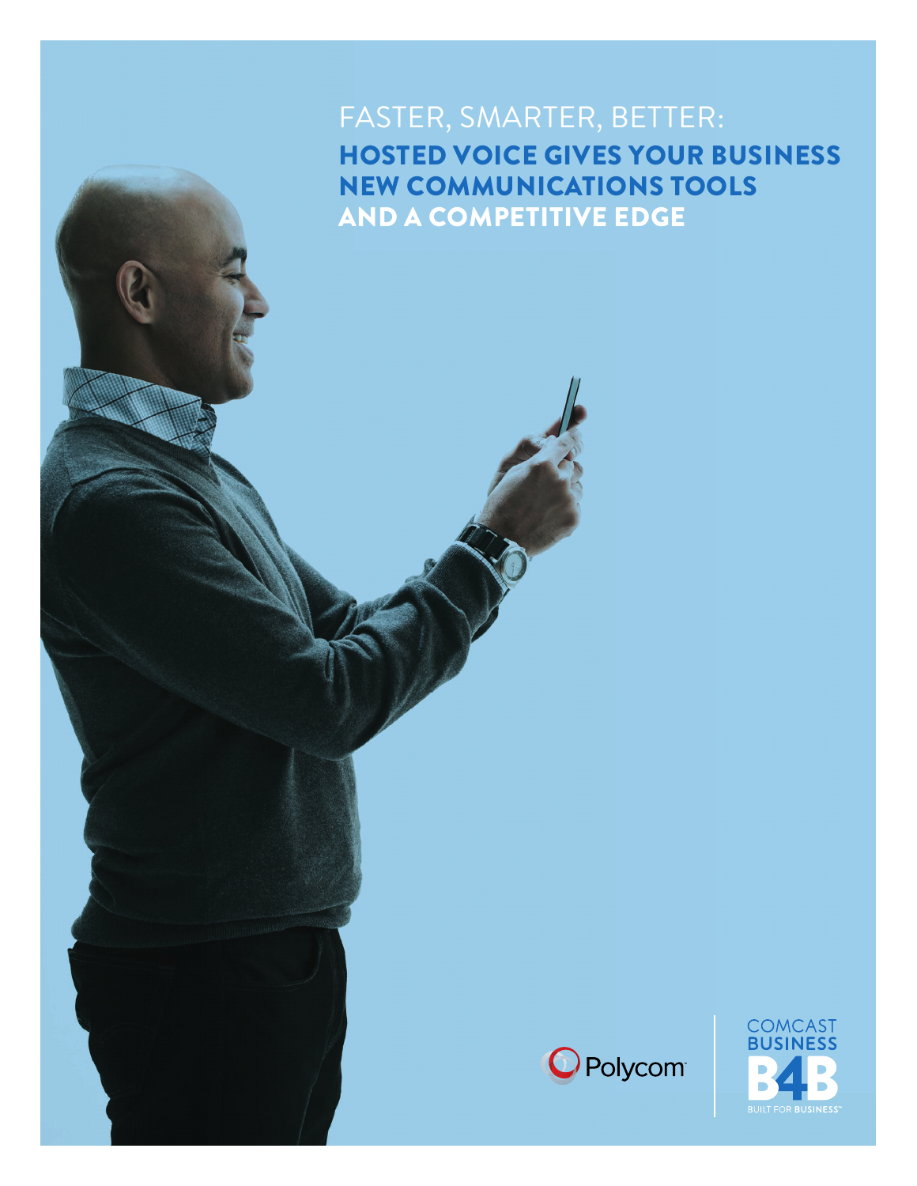# FASTER, SMARTER, BETTER:

## HOSTED VOICE GIVES YOUR BUSINESS NEW COMMUNICATIONS TOOLS AND A COMPETITIVE EDGE

Polycom

COMCAST BUSINESS

B4B

BUILT FOR BUSINESS™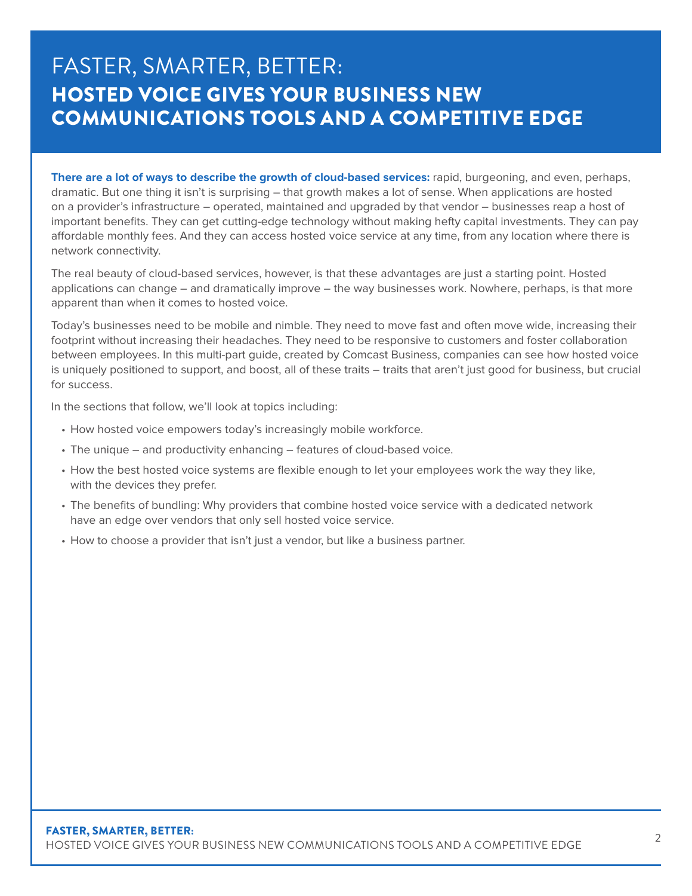# FASTER, SMARTER, BETTER:
## HOSTED VOICE GIVES YOUR BUSINESS NEW COMMUNICATIONS TOOLS AND A COMPETITIVE EDGE

**There are a lot of ways to describe the growth of cloud-based services:** rapid, burgeoning, and even, perhaps, dramatic. But one thing it isn't is surprising – that growth makes a lot of sense. When applications are hosted on a provider's infrastructure – operated, maintained and upgraded by that vendor – businesses reap a host of important benefits. They can get cutting-edge technology without making hefty capital investments. They can pay affordable monthly fees. And they can access hosted voice service at any time, from any location where there is network connectivity.

The real beauty of cloud-based services, however, is that these advantages are just a starting point. Hosted applications can change – and dramatically improve – the way businesses work. Nowhere, perhaps, is that more apparent than when it comes to hosted voice.

Today's businesses need to be mobile and nimble. They need to move fast and often move wide, increasing their footprint without increasing their headaches. They need to be responsive to customers and foster collaboration between employees. In this multi-part guide, created by Comcast Business, companies can see how hosted voice is uniquely positioned to support, and boost, all of these traits – traits that aren't just good for business, but crucial for success.

In the sections that follow, we'll look at topics including:

- How hosted voice empowers today's increasingly mobile workforce.
- The unique – and productivity enhancing – features of cloud-based voice.
- How the best hosted voice systems are flexible enough to let your employees work the way they like, with the devices they prefer.
- The benefits of bundling: Why providers that combine hosted voice service with a dedicated network have an edge over vendors that only sell hosted voice service.
- How to choose a provider that isn't just a vendor, but like a business partner.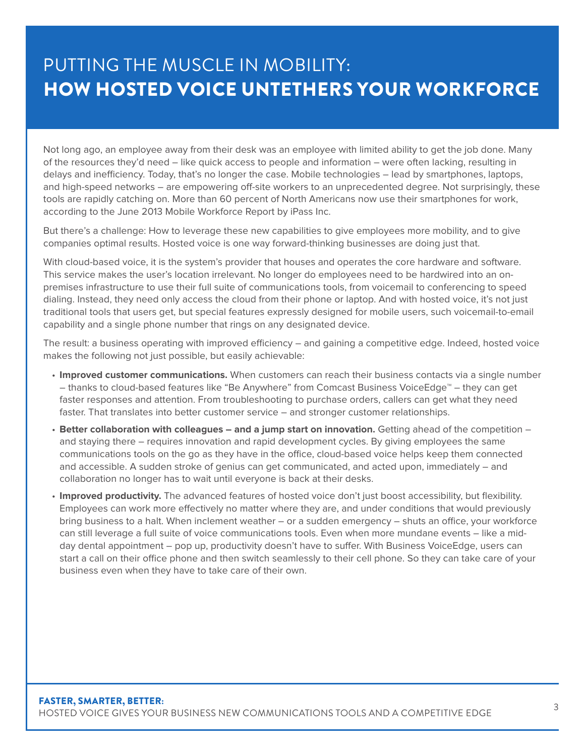# PUTTING THE MUSCLE IN MOBILITY: **HOW HOSTED VOICE UNTETHERS YOUR WORKFORCE**

Not long ago, an employee away from their desk was an employee with limited ability to get the job done. Many of the resources they'd need – like quick access to people and information – were often lacking, resulting in delays and inefficiency. Today, that's no longer the case. Mobile technologies – lead by smartphones, laptops, and high-speed networks – are empowering off-site workers to an unprecedented degree. Not surprisingly, these tools are rapidly catching on. More than 60 percent of North Americans now use their smartphones for work, according to the June 2013 Mobile Workforce Report by iPass Inc.

But there's a challenge: How to leverage these new capabilities to give employees more mobility, and to give companies optimal results. Hosted voice is one way forward-thinking businesses are doing just that.

With cloud-based voice, it is the system's provider that houses and operates the core hardware and software. This service makes the user's location irrelevant. No longer do employees need to be hardwired into an on-premises infrastructure to use their full suite of communications tools, from voicemail to conferencing to speed dialing. Instead, they need only access the cloud from their phone or laptop. And with hosted voice, it's not just traditional tools that users get, but special features expressly designed for mobile users, such voicemail-to-email capability and a single phone number that rings on any designated device.

The result: a business operating with improved efficiency – and gaining a competitive edge. Indeed, hosted voice makes the following not just possible, but easily achievable:

- **Improved customer communications.** When customers can reach their business contacts via a single number – thanks to cloud-based features like "Be Anywhere" from Comcast Business VoiceEdge™ – they can get faster responses and attention. From troubleshooting to purchase orders, callers can get what they need faster. That translates into better customer service – and stronger customer relationships.
- **Better collaboration with colleagues – and a jump start on innovation.** Getting ahead of the competition – and staying there – requires innovation and rapid development cycles. By giving employees the same communications tools on the go as they have in the office, cloud-based voice helps keep them connected and accessible. A sudden stroke of genius can get communicated, and acted upon, immediately – and collaboration no longer has to wait until everyone is back at their desks.
- **Improved productivity.** The advanced features of hosted voice don't just boost accessibility, but flexibility. Employees can work more effectively no matter where they are, and under conditions that would previously bring business to a halt. When inclement weather – or a sudden emergency – shuts an office, your workforce can still leverage a full suite of voice communications tools. Even when more mundane events – like a mid-day dental appointment – pop up, productivity doesn't have to suffer. With Business VoiceEdge, users can start a call on their office phone and then switch seamlessly to their cell phone. So they can take care of your business even when they have to take care of their own.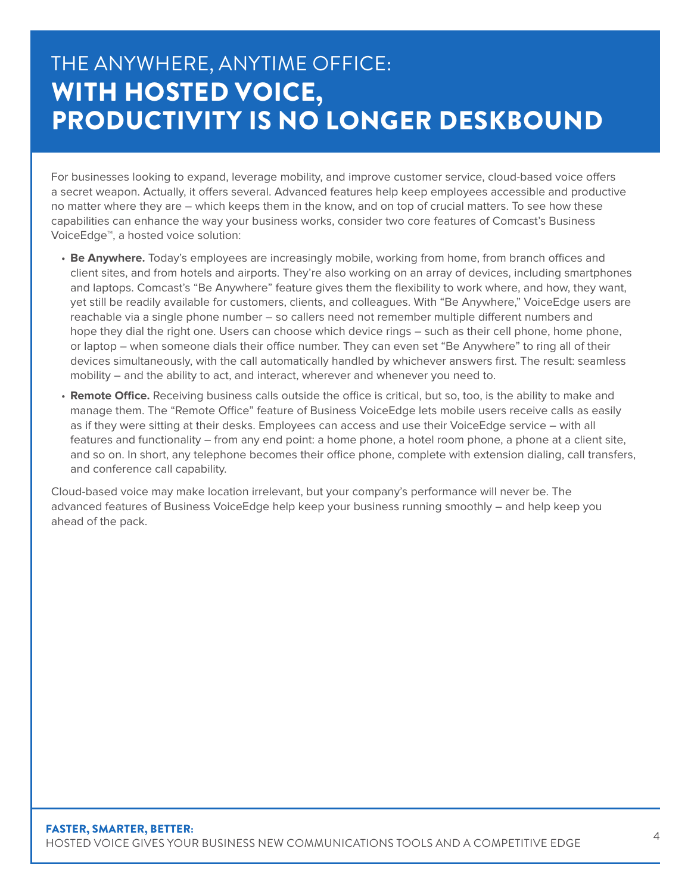# THE ANYWHERE, ANYTIME OFFICE: **WITH HOSTED VOICE, PRODUCTIVITY IS NO LONGER DESKBOUND**

For businesses looking to expand, leverage mobility, and improve customer service, cloud-based voice offers a secret weapon. Actually, it offers several. Advanced features help keep employees accessible and productive no matter where they are – which keeps them in the know, and on top of crucial matters. To see how these capabilities can enhance the way your business works, consider two core features of Comcast's Business VoiceEdge™, a hosted voice solution:

- **Be Anywhere.** Today's employees are increasingly mobile, working from home, from branch offices and client sites, and from hotels and airports. They're also working on an array of devices, including smartphones and laptops. Comcast's "Be Anywhere" feature gives them the flexibility to work where, and how, they want, yet still be readily available for customers, clients, and colleagues. With "Be Anywhere," VoiceEdge users are reachable via a single phone number – so callers need not remember multiple different numbers and hope they dial the right one. Users can choose which device rings – such as their cell phone, home phone, or laptop – when someone dials their office number. They can even set "Be Anywhere" to ring all of their devices simultaneously, with the call automatically handled by whichever answers first. The result: seamless mobility – and the ability to act, and interact, wherever and whenever you need to.
- **Remote Office.** Receiving business calls outside the office is critical, but so, too, is the ability to make and manage them. The "Remote Office" feature of Business VoiceEdge lets mobile users receive calls as easily as if they were sitting at their desks. Employees can access and use their VoiceEdge service – with all features and functionality – from any end point: a home phone, a hotel room phone, a phone at a client site, and so on. In short, any telephone becomes their office phone, complete with extension dialing, call transfers, and conference call capability.

Cloud-based voice may make location irrelevant, but your company's performance will never be. The advanced features of Business VoiceEdge help keep your business running smoothly – and help keep you ahead of the pack.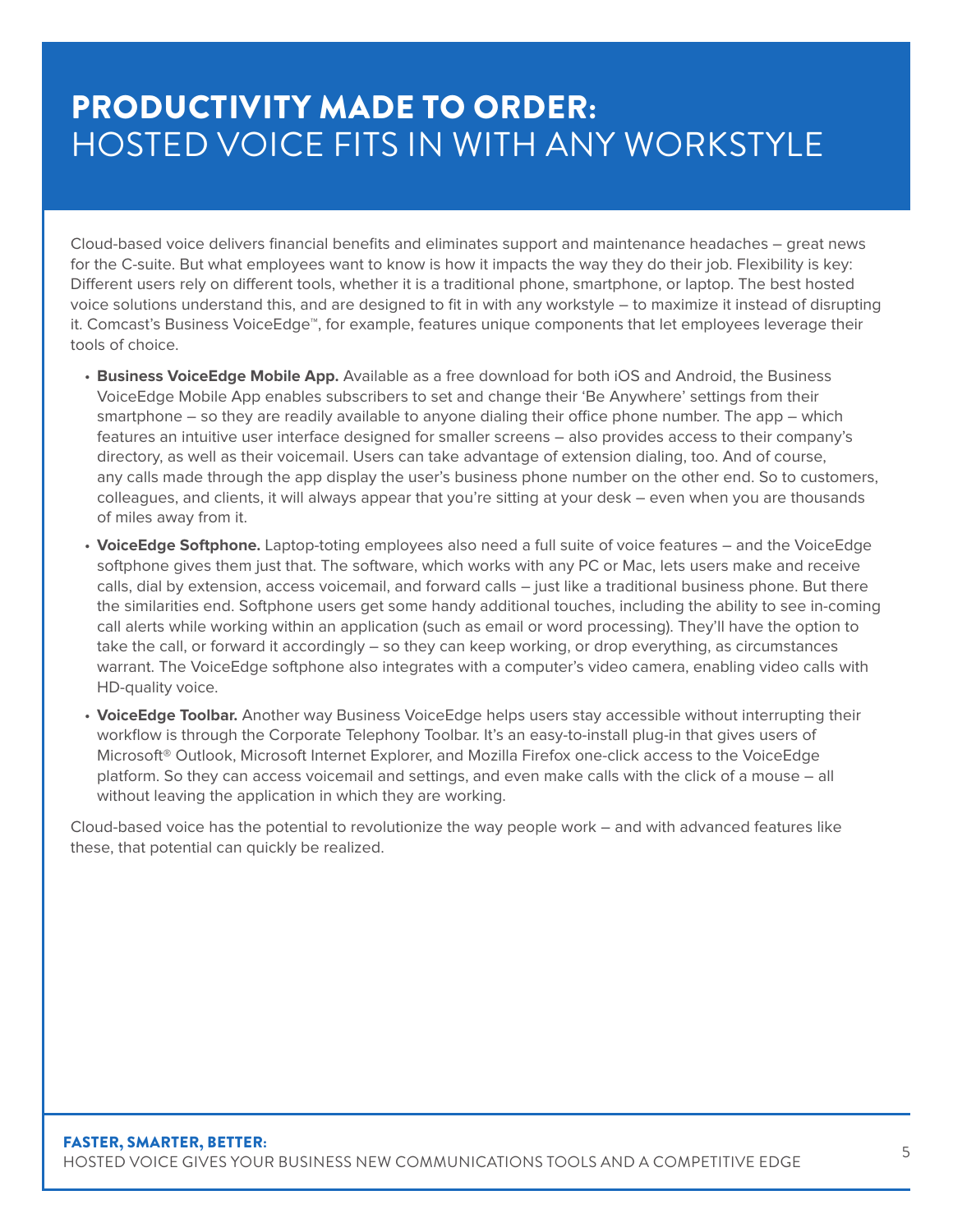# PRODUCTIVITY MADE TO ORDER: HOSTED VOICE FITS IN WITH ANY WORKSTYLE

Cloud-based voice delivers financial benefits and eliminates support and maintenance headaches – great news for the C-suite. But what employees want to know is how it impacts the way they do their job. Flexibility is key: Different users rely on different tools, whether it is a traditional phone, smartphone, or laptop. The best hosted voice solutions understand this, and are designed to fit in with any workstyle – to maximize it instead of disrupting it. Comcast's Business VoiceEdge™, for example, features unique components that let employees leverage their tools of choice.

- **Business VoiceEdge Mobile App.** Available as a free download for both iOS and Android, the Business VoiceEdge Mobile App enables subscribers to set and change their 'Be Anywhere' settings from their smartphone – so they are readily available to anyone dialing their office phone number. The app – which features an intuitive user interface designed for smaller screens – also provides access to their company's directory, as well as their voicemail. Users can take advantage of extension dialing, too. And of course, any calls made through the app display the user's business phone number on the other end. So to customers, colleagues, and clients, it will always appear that you're sitting at your desk – even when you are thousands of miles away from it.
- **VoiceEdge Softphone.** Laptop-toting employees also need a full suite of voice features – and the VoiceEdge softphone gives them just that. The software, which works with any PC or Mac, lets users make and receive calls, dial by extension, access voicemail, and forward calls – just like a traditional business phone. But there the similarities end. Softphone users get some handy additional touches, including the ability to see in-coming call alerts while working within an application (such as email or word processing). They'll have the option to take the call, or forward it accordingly – so they can keep working, or drop everything, as circumstances warrant. The VoiceEdge softphone also integrates with a computer's video camera, enabling video calls with HD-quality voice.
- **VoiceEdge Toolbar.** Another way Business VoiceEdge helps users stay accessible without interrupting their workflow is through the Corporate Telephony Toolbar. It's an easy-to-install plug-in that gives users of Microsoft® Outlook, Microsoft Internet Explorer, and Mozilla Firefox one-click access to the VoiceEdge platform. So they can access voicemail and settings, and even make calls with the click of a mouse – all without leaving the application in which they are working.

Cloud-based voice has the potential to revolutionize the way people work – and with advanced features like these, that potential can quickly be realized.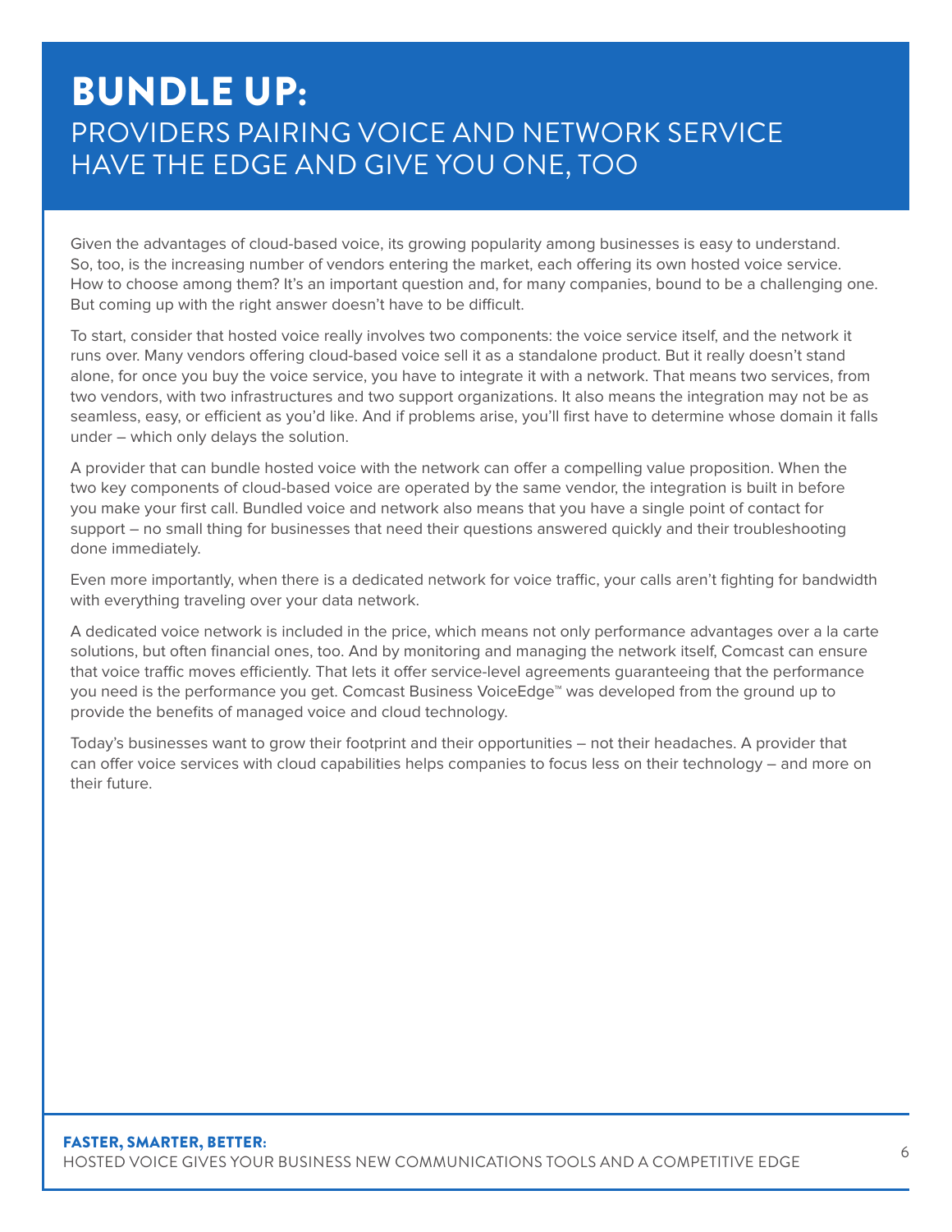# BUNDLE UP:
## PROVIDERS PAIRING VOICE AND NETWORK SERVICE HAVE THE EDGE AND GIVE YOU ONE, TOO

Given the advantages of cloud-based voice, its growing popularity among businesses is easy to understand. So, too, is the increasing number of vendors entering the market, each offering its own hosted voice service. How to choose among them? It's an important question and, for many companies, bound to be a challenging one. But coming up with the right answer doesn't have to be difficult.

To start, consider that hosted voice really involves two components: the voice service itself, and the network it runs over. Many vendors offering cloud-based voice sell it as a standalone product. But it really doesn't stand alone, for once you buy the voice service, you have to integrate it with a network. That means two services, from two vendors, with two infrastructures and two support organizations. It also means the integration may not be as seamless, easy, or efficient as you'd like. And if problems arise, you'll first have to determine whose domain it falls under – which only delays the solution.

A provider that can bundle hosted voice with the network can offer a compelling value proposition. When the two key components of cloud-based voice are operated by the same vendor, the integration is built in before you make your first call. Bundled voice and network also means that you have a single point of contact for support – no small thing for businesses that need their questions answered quickly and their troubleshooting done immediately.

Even more importantly, when there is a dedicated network for voice traffic, your calls aren't fighting for bandwidth with everything traveling over your data network.

A dedicated voice network is included in the price, which means not only performance advantages over a la carte solutions, but often financial ones, too. And by monitoring and managing the network itself, Comcast can ensure that voice traffic moves efficiently. That lets it offer service-level agreements guaranteeing that the performance you need is the performance you get. Comcast Business VoiceEdge™ was developed from the ground up to provide the benefits of managed voice and cloud technology.

Today's businesses want to grow their footprint and their opportunities – not their headaches. A provider that can offer voice services with cloud capabilities helps companies to focus less on their technology – and more on their future.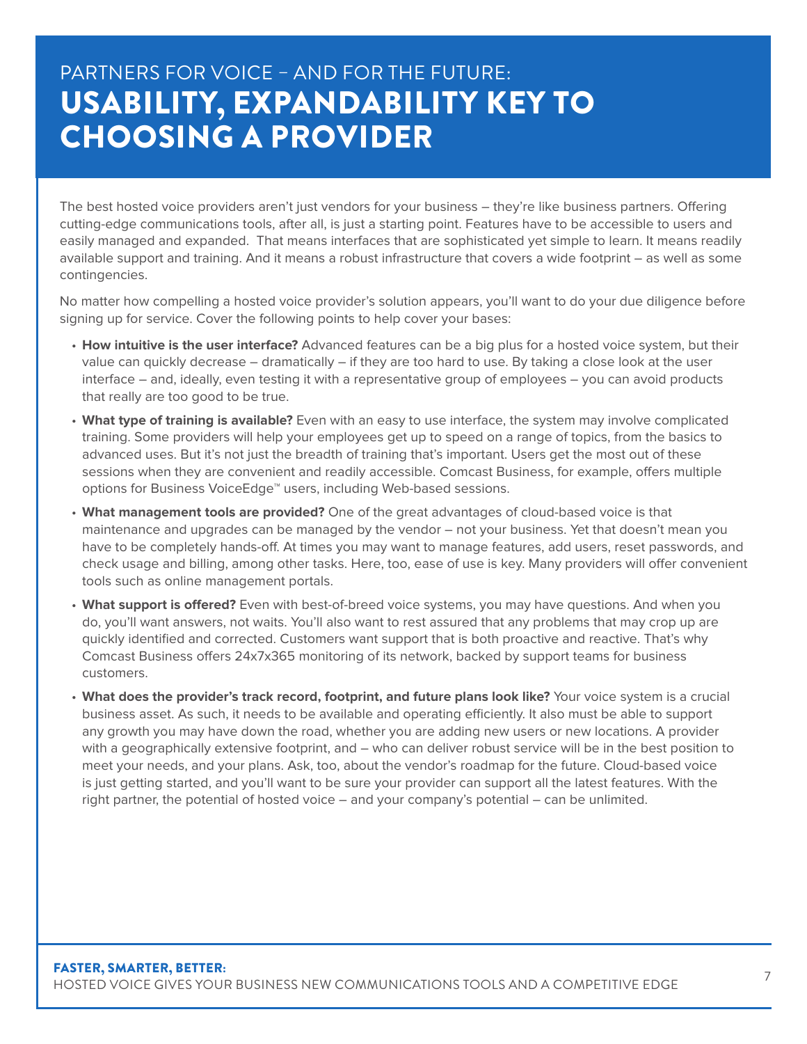# PARTNERS FOR VOICE – AND FOR THE FUTURE: USABILITY, EXPANDABILITY KEY TO CHOOSING A PROVIDER

The best hosted voice providers aren't just vendors for your business – they're like business partners. Offering cutting-edge communications tools, after all, is just a starting point. Features have to be accessible to users and easily managed and expanded. That means interfaces that are sophisticated yet simple to learn. It means readily available support and training. And it means a robust infrastructure that covers a wide footprint – as well as some contingencies.

No matter how compelling a hosted voice provider's solution appears, you'll want to do your due diligence before signing up for service. Cover the following points to help cover your bases:

- **How intuitive is the user interface?** Advanced features can be a big plus for a hosted voice system, but their value can quickly decrease – dramatically – if they are too hard to use. By taking a close look at the user interface – and, ideally, even testing it with a representative group of employees – you can avoid products that really are too good to be true.
- **What type of training is available?** Even with an easy to use interface, the system may involve complicated training. Some providers will help your employees get up to speed on a range of topics, from the basics to advanced uses. But it's not just the breadth of training that's important. Users get the most out of these sessions when they are convenient and readily accessible. Comcast Business, for example, offers multiple options for Business VoiceEdge™ users, including Web-based sessions.
- **What management tools are provided?** One of the great advantages of cloud-based voice is that maintenance and upgrades can be managed by the vendor – not your business. Yet that doesn't mean you have to be completely hands-off. At times you may want to manage features, add users, reset passwords, and check usage and billing, among other tasks. Here, too, ease of use is key. Many providers will offer convenient tools such as online management portals.
- **What support is offered?** Even with best-of-breed voice systems, you may have questions. And when you do, you'll want answers, not waits. You'll also want to rest assured that any problems that may crop up are quickly identified and corrected. Customers want support that is both proactive and reactive. That's why Comcast Business offers 24x7x365 monitoring of its network, backed by support teams for business customers.
- **What does the provider's track record, footprint, and future plans look like?** Your voice system is a crucial business asset. As such, it needs to be available and operating efficiently. It also must be able to support any growth you may have down the road, whether you are adding new users or new locations. A provider with a geographically extensive footprint, and – who can deliver robust service will be in the best position to meet your needs, and your plans. Ask, too, about the vendor's roadmap for the future. Cloud-based voice is just getting started, and you'll want to be sure your provider can support all the latest features. With the right partner, the potential of hosted voice – and your company's potential – can be unlimited.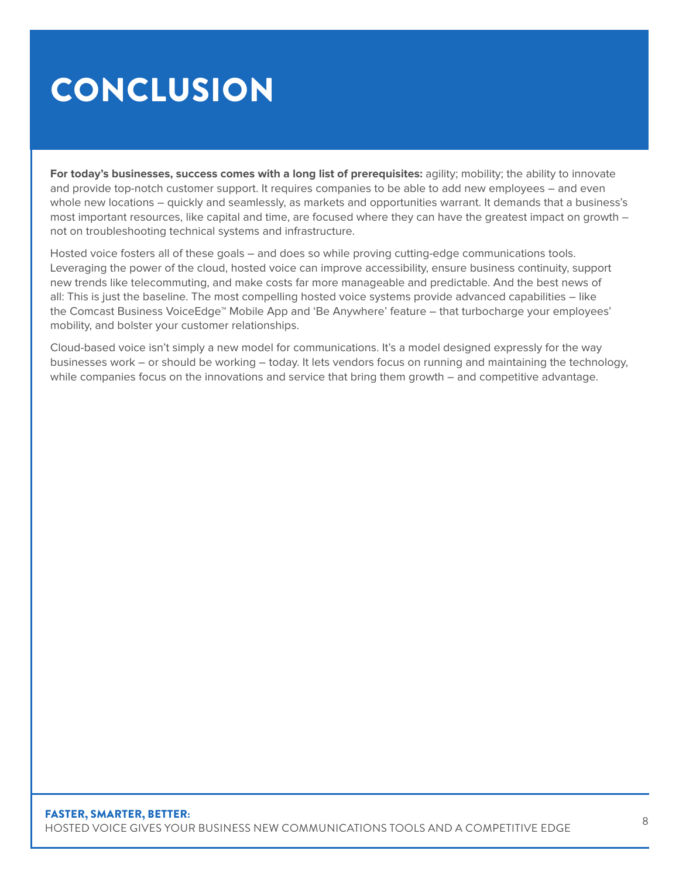# CONCLUSION

**For today's businesses, success comes with a long list of prerequisites:** agility; mobility; the ability to innovate and provide top-notch customer support. It requires companies to be able to add new employees – and even whole new locations – quickly and seamlessly, as markets and opportunities warrant. It demands that a business's most important resources, like capital and time, are focused where they can have the greatest impact on growth – not on troubleshooting technical systems and infrastructure.

Hosted voice fosters all of these goals – and does so while proving cutting-edge communications tools. Leveraging the power of the cloud, hosted voice can improve accessibility, ensure business continuity, support new trends like telecommuting, and make costs far more manageable and predictable. And the best news of all: This is just the baseline. The most compelling hosted voice systems provide advanced capabilities – like the Comcast Business VoiceEdge™ Mobile App and 'Be Anywhere' feature – that turbocharge your employees' mobility, and bolster your customer relationships.

Cloud-based voice isn't simply a new model for communications. It's a model designed expressly for the way businesses work – or should be working – today. It lets vendors focus on running and maintaining the technology, while companies focus on the innovations and service that bring them growth – and competitive advantage.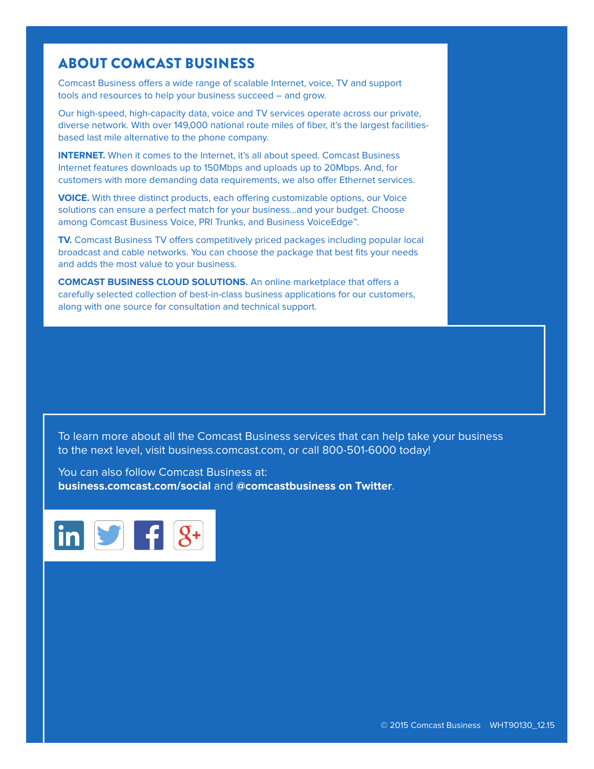## ABOUT COMCAST BUSINESS

Comcast Business offers a wide range of scalable Internet, voice, TV and support tools and resources to help your business succeed – and grow.

Our high-speed, high-capacity data, voice and TV services operate across our private, diverse network. With over 149,000 national route miles of fiber, it's the largest facilities-based last mile alternative to the phone company.

**INTERNET.** When it comes to the Internet, it's all about speed. Comcast Business Internet features downloads up to 150Mbps and uploads up to 20Mbps. And, for customers with more demanding data requirements, we also offer Ethernet services.

**VOICE.** With three distinct products, each offering customizable options, our Voice solutions can ensure a perfect match for your business...and your budget. Choose among Comcast Business Voice, PRI Trunks, and Business VoiceEdge™.

**TV.** Comcast Business TV offers competitively priced packages including popular local broadcast and cable networks. You can choose the package that best fits your needs and adds the most value to your business.

**COMCAST BUSINESS CLOUD SOLUTIONS.** An online marketplace that offers a carefully selected collection of best-in-class business applications for our customers, along with one source for consultation and technical support.

To learn more about all the Comcast Business services that can help take your business to the next level, visit business.comcast.com, or call 800-501-6000 today!

You can also follow Comcast Business at:
**business.comcast.com/social** and **@comcastbusiness on Twitter**.

© 2015 Comcast Business WHT90130_12.15